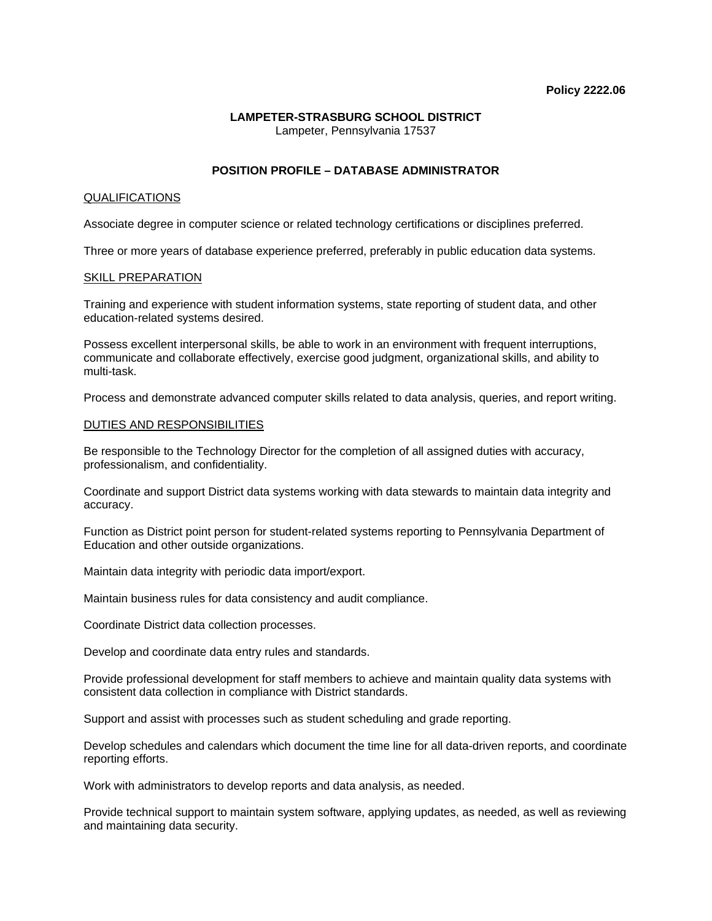**Policy 2222.06**

**LAMPETER-STRASBURG SCHOOL DISTRICT**
Lampeter, Pennsylvania 17537

# POSITION PROFILE – DATABASE ADMINISTRATOR

## QUALIFICATIONS

Associate degree in computer science or related technology certifications or disciplines preferred.

Three or more years of database experience preferred, preferably in public education data systems.

## SKILL PREPARATION

Training and experience with student information systems, state reporting of student data, and other education-related systems desired.

Possess excellent interpersonal skills, be able to work in an environment with frequent interruptions, communicate and collaborate effectively, exercise good judgment, organizational skills, and ability to multi-task.

Process and demonstrate advanced computer skills related to data analysis, queries, and report writing.

## DUTIES AND RESPONSIBILITIES

Be responsible to the Technology Director for the completion of all assigned duties with accuracy, professionalism, and confidentiality.

Coordinate and support District data systems working with data stewards to maintain data integrity and accuracy.

Function as District point person for student-related systems reporting to Pennsylvania Department of Education and other outside organizations.

Maintain data integrity with periodic data import/export.

Maintain business rules for data consistency and audit compliance.

Coordinate District data collection processes.

Develop and coordinate data entry rules and standards.

Provide professional development for staff members to achieve and maintain quality data systems with consistent data collection in compliance with District standards.

Support and assist with processes such as student scheduling and grade reporting.

Develop schedules and calendars which document the time line for all data-driven reports, and coordinate reporting efforts.

Work with administrators to develop reports and data analysis, as needed.

Provide technical support to maintain system software, applying updates, as needed, as well as reviewing and maintaining data security.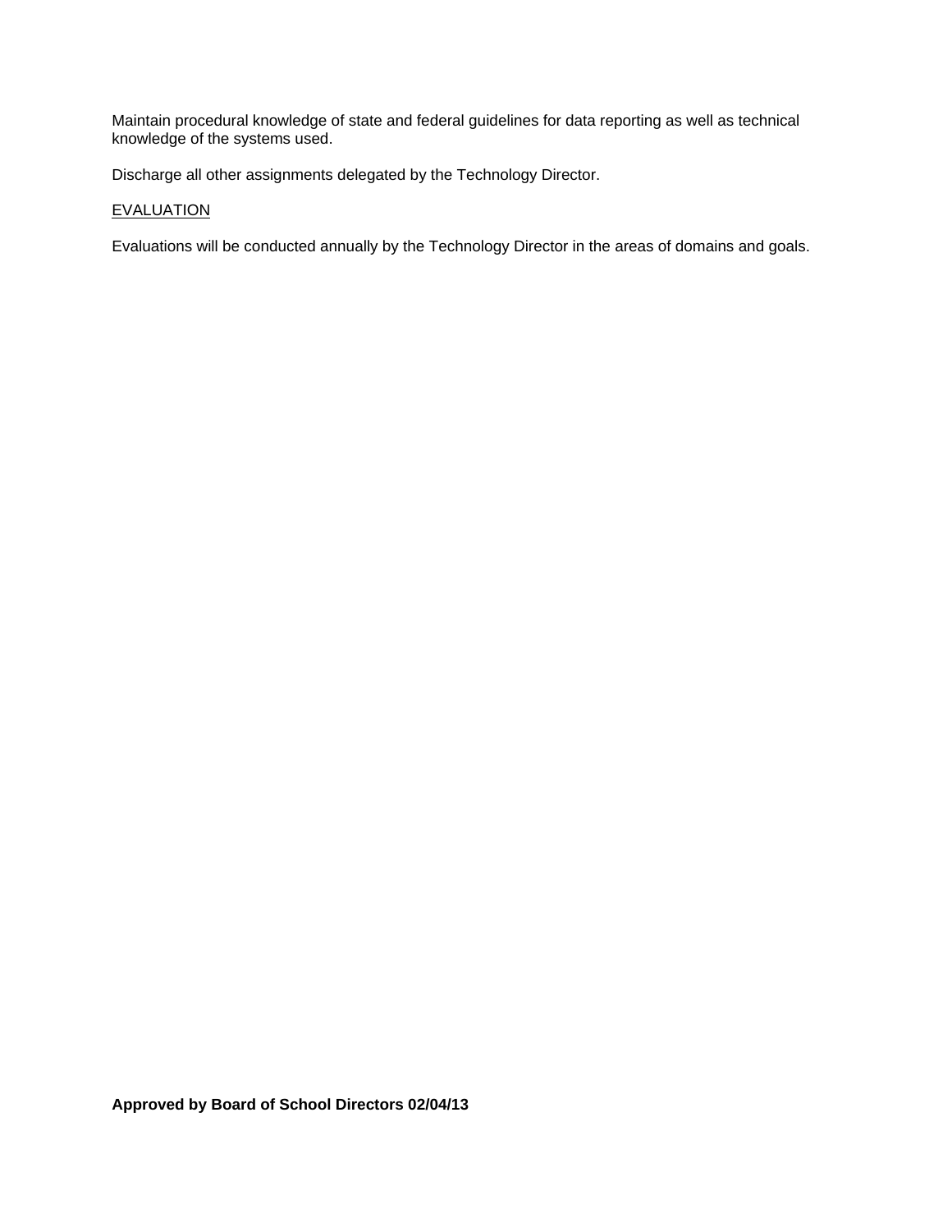Maintain procedural knowledge of state and federal guidelines for data reporting as well as technical knowledge of the systems used.

Discharge all other assignments delegated by the Technology Director.

EVALUATION

Evaluations will be conducted annually by the Technology Director in the areas of domains and goals.

**Approved by Board of School Directors 02/04/13**